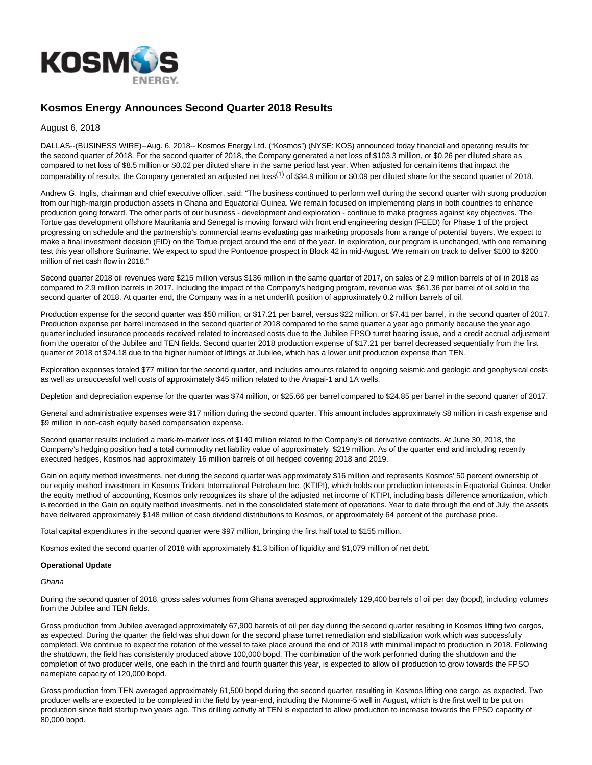KOSMOS ENERGY

# Kosmos Energy Announces Second Quarter 2018 Results

August 6, 2018

DALLAS--(BUSINESS WIRE)--Aug. 6, 2018-- Kosmos Energy Ltd. ("Kosmos") (NYSE: KOS) announced today financial and operating results for the second quarter of 2018. For the second quarter of 2018, the Company generated a net loss of $103.3 million, or $0.26 per diluted share as compared to net loss of $8.5 million or $0.02 per diluted share in the same period last year. When adjusted for certain items that impact the comparability of results, the Company generated an adjusted net loss(1) of $34.9 million or $0.09 per diluted share for the second quarter of 2018.

Andrew G. Inglis, chairman and chief executive officer, said: "The business continued to perform well during the second quarter with strong production from our high-margin production assets in Ghana and Equatorial Guinea. We remain focused on implementing plans in both countries to enhance production going forward. The other parts of our business - development and exploration - continue to make progress against key objectives. The Tortue gas development offshore Mauritania and Senegal is moving forward with front end engineering design (FEED) for Phase 1 of the project progressing on schedule and the partnership's commercial teams evaluating gas marketing proposals from a range of potential buyers. We expect to make a final investment decision (FID) on the Tortue project around the end of the year. In exploration, our program is unchanged, with one remaining test this year offshore Suriname. We expect to spud the Pontoenoe prospect in Block 42 in mid-August. We remain on track to deliver $100 to $200 million of net cash flow in 2018."

Second quarter 2018 oil revenues were $215 million versus $136 million in the same quarter of 2017, on sales of 2.9 million barrels of oil in 2018 as compared to 2.9 million barrels in 2017. Including the impact of the Company's hedging program, revenue was $61.36 per barrel of oil sold in the second quarter of 2018. At quarter end, the Company was in a net underlift position of approximately 0.2 million barrels of oil.

Production expense for the second quarter was $50 million, or $17.21 per barrel, versus $22 million, or $7.41 per barrel, in the second quarter of 2017. Production expense per barrel increased in the second quarter of 2018 compared to the same quarter a year ago primarily because the year ago quarter included insurance proceeds received related to increased costs due to the Jubilee FPSO turret bearing issue, and a credit accrual adjustment from the operator of the Jubilee and TEN fields. Second quarter 2018 production expense of $17.21 per barrel decreased sequentially from the first quarter of 2018 of $24.18 due to the higher number of liftings at Jubilee, which has a lower unit production expense than TEN.

Exploration expenses totaled $77 million for the second quarter, and includes amounts related to ongoing seismic and geologic and geophysical costs as well as unsuccessful well costs of approximately $45 million related to the Anapai-1 and 1A wells.

Depletion and depreciation expense for the quarter was $74 million, or $25.66 per barrel compared to $24.85 per barrel in the second quarter of 2017.

General and administrative expenses were $17 million during the second quarter. This amount includes approximately $8 million in cash expense and $9 million in non-cash equity based compensation expense.

Second quarter results included a mark-to-market loss of $140 million related to the Company's oil derivative contracts. At June 30, 2018, the Company's hedging position had a total commodity net liability value of approximately $219 million. As of the quarter end and including recently executed hedges, Kosmos had approximately 16 million barrels of oil hedged covering 2018 and 2019.

Gain on equity method investments, net during the second quarter was approximately $16 million and represents Kosmos' 50 percent ownership of our equity method investment in Kosmos Trident International Petroleum Inc. (KTIPI), which holds our production interests in Equatorial Guinea. Under the equity method of accounting, Kosmos only recognizes its share of the adjusted net income of KTIPI, including basis difference amortization, which is recorded in the Gain on equity method investments, net in the consolidated statement of operations. Year to date through the end of July, the assets have delivered approximately $148 million of cash dividend distributions to Kosmos, or approximately 64 percent of the purchase price.

Total capital expenditures in the second quarter were $97 million, bringing the first half total to $155 million.

Kosmos exited the second quarter of 2018 with approximately $1.3 billion of liquidity and $1,079 million of net debt.

**Operational Update**

*Ghana*

During the second quarter of 2018, gross sales volumes from Ghana averaged approximately 129,400 barrels of oil per day (bopd), including volumes from the Jubilee and TEN fields.

Gross production from Jubilee averaged approximately 67,900 barrels of oil per day during the second quarter resulting in Kosmos lifting two cargos, as expected. During the quarter the field was shut down for the second phase turret remediation and stabilization work which was successfully completed. We continue to expect the rotation of the vessel to take place around the end of 2018 with minimal impact to production in 2018. Following the shutdown, the field has consistently produced above 100,000 bopd. The combination of the work performed during the shutdown and the completion of two producer wells, one each in the third and fourth quarter this year, is expected to allow oil production to grow towards the FPSO nameplate capacity of 120,000 bopd.

Gross production from TEN averaged approximately 61,500 bopd during the second quarter, resulting in Kosmos lifting one cargo, as expected. Two producer wells are expected to be completed in the field by year-end, including the Ntomme-5 well in August, which is the first well to be put on production since field startup two years ago. This drilling activity at TEN is expected to allow production to increase towards the FPSO capacity of 80,000 bopd.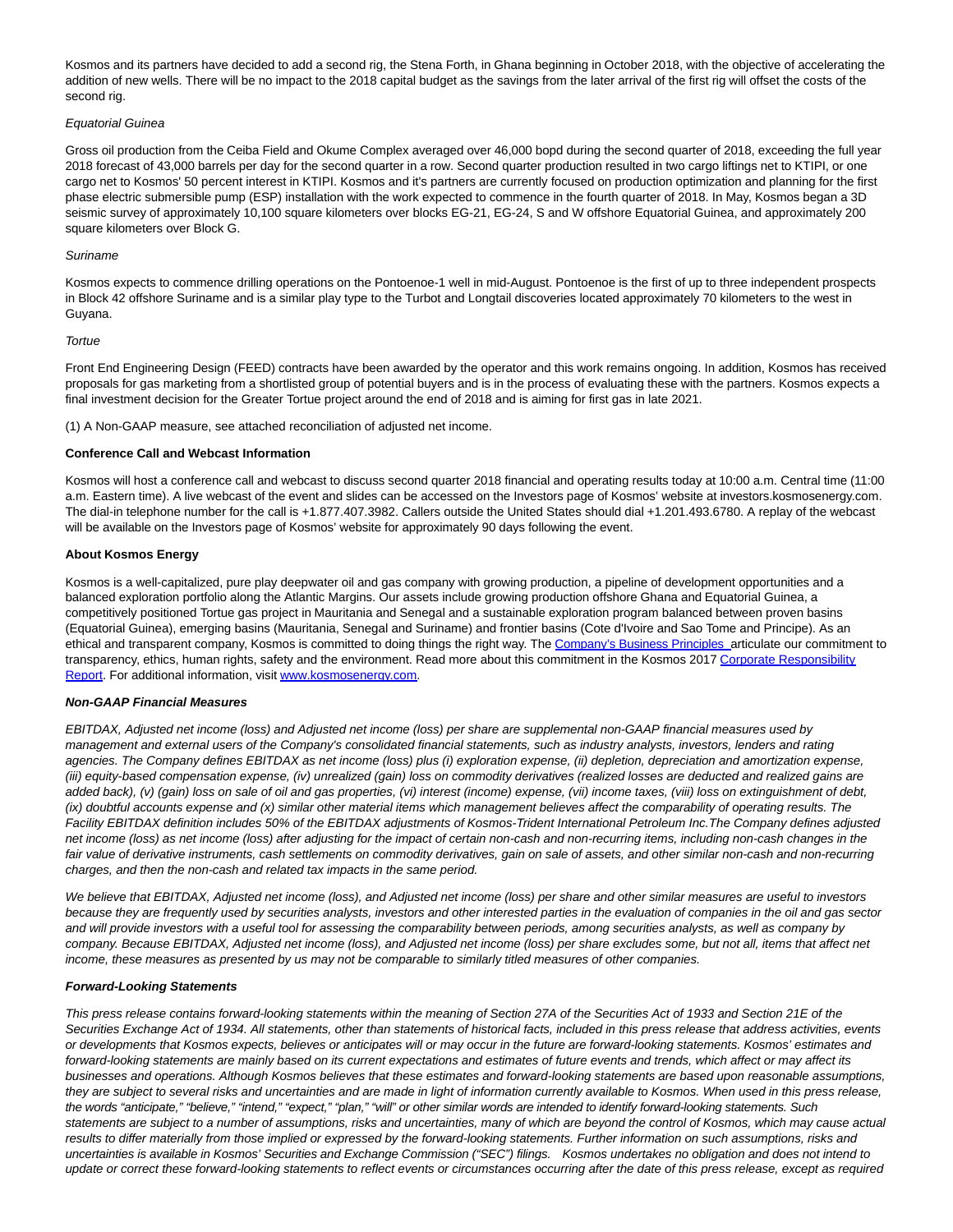Kosmos and its partners have decided to add a second rig, the Stena Forth, in Ghana beginning in October 2018, with the objective of accelerating the addition of new wells. There will be no impact to the 2018 capital budget as the savings from the later arrival of the first rig will offset the costs of the second rig.

*Equatorial Guinea*

Gross oil production from the Ceiba Field and Okume Complex averaged over 46,000 bopd during the second quarter of 2018, exceeding the full year 2018 forecast of 43,000 barrels per day for the second quarter in a row. Second quarter production resulted in two cargo liftings net to KTIPI, or one cargo net to Kosmos' 50 percent interest in KTIPI. Kosmos and it's partners are currently focused on production optimization and planning for the first phase electric submersible pump (ESP) installation with the work expected to commence in the fourth quarter of 2018. In May, Kosmos began a 3D seismic survey of approximately 10,100 square kilometers over blocks EG-21, EG-24, S and W offshore Equatorial Guinea, and approximately 200 square kilometers over Block G.

*Suriname*

Kosmos expects to commence drilling operations on the Pontoenoe-1 well in mid-August. Pontoenoe is the first of up to three independent prospects in Block 42 offshore Suriname and is a similar play type to the Turbot and Longtail discoveries located approximately 70 kilometers to the west in Guyana.

*Tortue*

Front End Engineering Design (FEED) contracts have been awarded by the operator and this work remains ongoing. In addition, Kosmos has received proposals for gas marketing from a shortlisted group of potential buyers and is in the process of evaluating these with the partners. Kosmos expects a final investment decision for the Greater Tortue project around the end of 2018 and is aiming for first gas in late 2021.

(1) A Non-GAAP measure, see attached reconciliation of adjusted net income.

**Conference Call and Webcast Information**

Kosmos will host a conference call and webcast to discuss second quarter 2018 financial and operating results today at 10:00 a.m. Central time (11:00 a.m. Eastern time). A live webcast of the event and slides can be accessed on the Investors page of Kosmos' website at investors.kosmosenergy.com. The dial-in telephone number for the call is +1.877.407.3982. Callers outside the United States should dial +1.201.493.6780. A replay of the webcast will be available on the Investors page of Kosmos' website for approximately 90 days following the event.

**About Kosmos Energy**

Kosmos is a well-capitalized, pure play deepwater oil and gas company with growing production, a pipeline of development opportunities and a balanced exploration portfolio along the Atlantic Margins. Our assets include growing production offshore Ghana and Equatorial Guinea, a competitively positioned Tortue gas project in Mauritania and Senegal and a sustainable exploration program balanced between proven basins (Equatorial Guinea), emerging basins (Mauritania, Senegal and Suriname) and frontier basins (Cote d'Ivoire and Sao Tome and Principe). As an ethical and transparent company, Kosmos is committed to doing things the right way. The Company's Business Principles articulate our commitment to transparency, ethics, human rights, safety and the environment. Read more about this commitment in the Kosmos 2017 Corporate Responsibility Report. For additional information, visit www.kosmosenergy.com.

***Non-GAAP Financial Measures***

*EBITDAX, Adjusted net income (loss) and Adjusted net income (loss) per share are supplemental non-GAAP financial measures used by management and external users of the Company's consolidated financial statements, such as industry analysts, investors, lenders and rating agencies. The Company defines EBITDAX as net income (loss) plus (i) exploration expense, (ii) depletion, depreciation and amortization expense, (iii) equity-based compensation expense, (iv) unrealized (gain) loss on commodity derivatives (realized losses are deducted and realized gains are added back), (v) (gain) loss on sale of oil and gas properties, (vi) interest (income) expense, (vii) income taxes, (viii) loss on extinguishment of debt, (ix) doubtful accounts expense and (x) similar other material items which management believes affect the comparability of operating results. The Facility EBITDAX definition includes 50% of the EBITDAX adjustments of Kosmos-Trident International Petroleum Inc.The Company defines adjusted net income (loss) as net income (loss) after adjusting for the impact of certain non-cash and non-recurring items, including non-cash changes in the fair value of derivative instruments, cash settlements on commodity derivatives, gain on sale of assets, and other similar non-cash and non-recurring charges, and then the non-cash and related tax impacts in the same period.*

*We believe that EBITDAX, Adjusted net income (loss), and Adjusted net income (loss) per share and other similar measures are useful to investors because they are frequently used by securities analysts, investors and other interested parties in the evaluation of companies in the oil and gas sector and will provide investors with a useful tool for assessing the comparability between periods, among securities analysts, as well as company by company. Because EBITDAX, Adjusted net income (loss), and Adjusted net income (loss) per share excludes some, but not all, items that affect net income, these measures as presented by us may not be comparable to similarly titled measures of other companies.*

***Forward-Looking Statements***

*This press release contains forward-looking statements within the meaning of Section 27A of the Securities Act of 1933 and Section 21E of the Securities Exchange Act of 1934. All statements, other than statements of historical facts, included in this press release that address activities, events or developments that Kosmos expects, believes or anticipates will or may occur in the future are forward-looking statements. Kosmos' estimates and forward-looking statements are mainly based on its current expectations and estimates of future events and trends, which affect or may affect its businesses and operations. Although Kosmos believes that these estimates and forward-looking statements are based upon reasonable assumptions, they are subject to several risks and uncertainties and are made in light of information currently available to Kosmos. When used in this press release, the words "anticipate," "believe," "intend," "expect," "plan," "will" or other similar words are intended to identify forward-looking statements. Such statements are subject to a number of assumptions, risks and uncertainties, many of which are beyond the control of Kosmos, which may cause actual results to differ materially from those implied or expressed by the forward-looking statements. Further information on such assumptions, risks and uncertainties is available in Kosmos' Securities and Exchange Commission ("SEC") filings. Kosmos undertakes no obligation and does not intend to update or correct these forward-looking statements to reflect events or circumstances occurring after the date of this press release, except as required*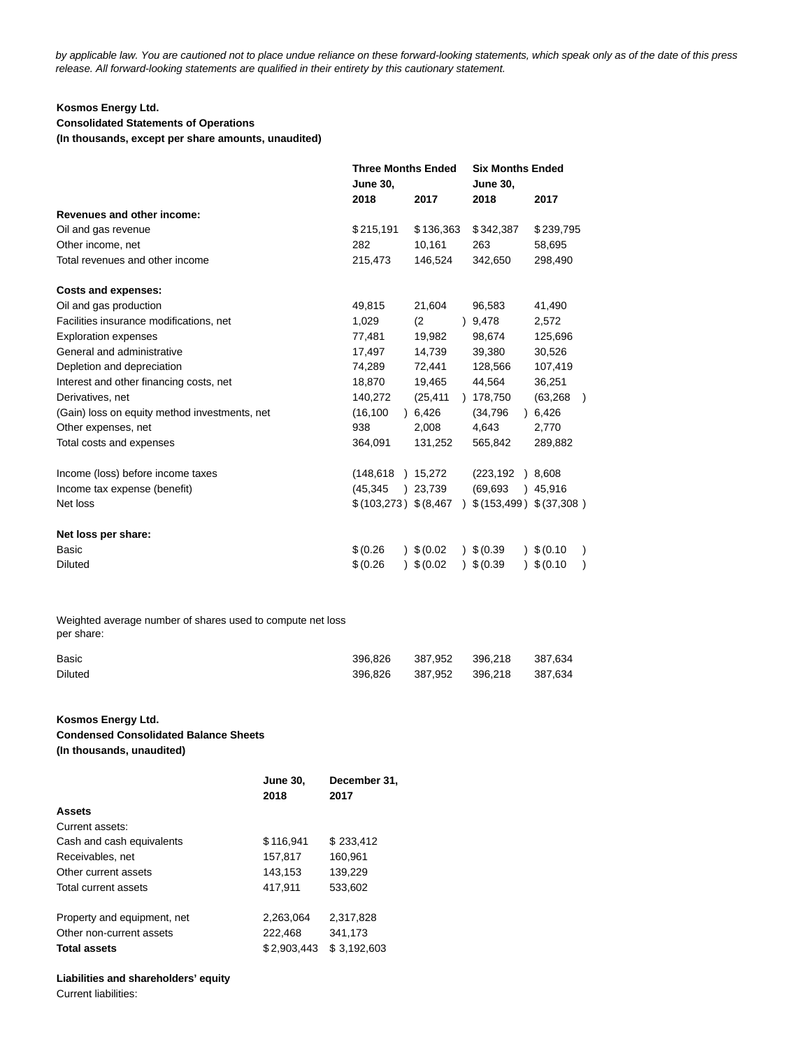*by applicable law. You are cautioned not to place undue reliance on these forward-looking statements, which speak only as of the date of this press release. All forward-looking statements are qualified in their entirety by this cautionary statement.*

**Kosmos Energy Ltd.**
**Consolidated Statements of Operations**
**(In thousands, except per share amounts, unaudited)**

| | Three Months Ended June 30, | | Six Months Ended June 30, | |
|---|---|---|---|---|
| | **2018** | **2017** | **2018** | **2017** |
| **Revenues and other income:** | | | | |
| Oil and gas revenue | $ 215,191 | $ 136,363 | $ 342,387 | $ 239,795 |
| Other income, net | 282 | 10,161 | 263 | 58,695 |
| Total revenues and other income | 215,473 | 146,524 | 342,650 | 298,490 |
| | | | | |
| **Costs and expenses:** | | | | |
| Oil and gas production | 49,815 | 21,604 | 96,583 | 41,490 |
| Facilities insurance modifications, net | 1,029 | (2) | 9,478 | 2,572 |
| Exploration expenses | 77,481 | 19,982 | 98,674 | 125,696 |
| General and administrative | 17,497 | 14,739 | 39,380 | 30,526 |
| Depletion and depreciation | 74,289 | 72,441 | 128,566 | 107,419 |
| Interest and other financing costs, net | 18,870 | 19,465 | 44,564 | 36,251 |
| Derivatives, net | 140,272 | (25,411) | 178,750 | (63,268) |
| (Gain) loss on equity method investments, net | (16,100) | 6,426 | (34,796) | 6,426 |
| Other expenses, net | 938 | 2,008 | 4,643 | 2,770 |
| Total costs and expenses | 364,091 | 131,252 | 565,842 | 289,882 |
| | | | | |
| Income (loss) before income taxes | (148,618) | 15,272 | (223,192) | 8,608 |
| Income tax expense (benefit) | (45,345) | 23,739 | (69,693) | 45,916 |
| Net loss | $ (103,273) | $ (8,467) | $ (153,499) | $ (37,308) |
| | | | | |
| **Net loss per share:** | | | | |
| Basic | $ (0.26) | $ (0.02) | $ (0.39) | $ (0.10) |
| Diluted | $ (0.26) | $ (0.02) | $ (0.39) | $ (0.10) |
| | | | | |
| Weighted average number of shares used to compute net loss per share: | | | | |
| Basic | 396,826 | 387,952 | 396,218 | 387,634 |
| Diluted | 396,826 | 387,952 | 396,218 | 387,634 |

**Kosmos Energy Ltd.**
**Condensed Consolidated Balance Sheets**
**(In thousands, unaudited)**

| | **June 30, 2018** | **December 31, 2017** |
|---|---|---|
| **Assets** | | |
| Current assets: | | |
| Cash and cash equivalents | $ 116,941 | $ 233,412 |
| Receivables, net | 157,817 | 160,961 |
| Other current assets | 143,153 | 139,229 |
| Total current assets | 417,911 | 533,602 |
| | | |
| Property and equipment, net | 2,263,064 | 2,317,828 |
| Other non-current assets | 222,468 | 341,173 |
| **Total assets** | $ 2,903,443 | $ 3,192,603 |
| | | |
| **Liabilities and shareholders' equity** | | |
| Current liabilities: | | |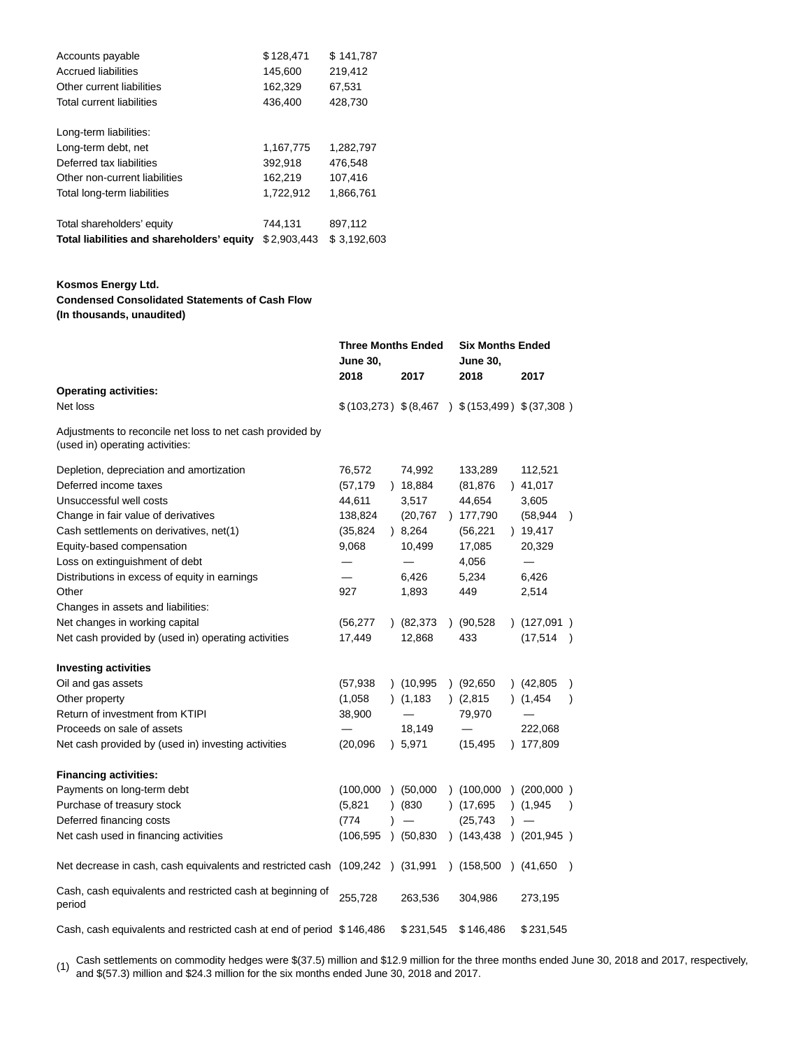| | | |
|---|---|---|
| Accounts payable | $ 128,471 | $ 141,787 |
| Accrued liabilities | 145,600 | 219,412 |
| Other current liabilities | 162,329 | 67,531 |
| Total current liabilities | 436,400 | 428,730 |
| | | |
| Long-term liabilities: | | |
| Long-term debt, net | 1,167,775 | 1,282,797 |
| Deferred tax liabilities | 392,918 | 476,548 |
| Other non-current liabilities | 162,219 | 107,416 |
| Total long-term liabilities | 1,722,912 | 1,866,761 |
| | | |
| Total shareholders' equity | 744,131 | 897,112 |
| **Total liabilities and shareholders' equity** | $ 2,903,443 | $ 3,192,603 |

**Kosmos Energy Ltd.**
**Condensed Consolidated Statements of Cash Flow**
**(In thousands, unaudited)**

| | **Three Months Ended June 30,** | | **Six Months Ended June 30,** | |
|---|---|---|---|---|
| | **2018** | **2017** | **2018** | **2017** |
| **Operating activities:** | | | | |
| Net loss | $ (103,273) | $ (8,467) | $ (153,499) | $ (37,308) |
| Adjustments to reconcile net loss to net cash provided by (used in) operating activities: | | | | |
| Depletion, depreciation and amortization | 76,572 | 74,992 | 133,289 | 112,521 |
| Deferred income taxes | (57,179) | 18,884 | (81,876) | 41,017 |
| Unsuccessful well costs | 44,611 | 3,517 | 44,654 | 3,605 |
| Change in fair value of derivatives | 138,824 | (20,767) | 177,790 | (58,944) |
| Cash settlements on derivatives, net(1) | (35,824) | 8,264 | (56,221) | 19,417 |
| Equity-based compensation | 9,068 | 10,499 | 17,085 | 20,329 |
| Loss on extinguishment of debt | — | — | 4,056 | — |
| Distributions in excess of equity in earnings | — | 6,426 | 5,234 | 6,426 |
| Other | 927 | 1,893 | 449 | 2,514 |
| Changes in assets and liabilities: | | | | |
| Net changes in working capital | (56,277) | (82,373) | (90,528) | (127,091) |
| Net cash provided by (used in) operating activities | 17,449 | 12,868 | 433 | (17,514) |
| | | | | |
| **Investing activities** | | | | |
| Oil and gas assets | (57,938) | (10,995) | (92,650) | (42,805) |
| Other property | (1,058) | (1,183) | (2,815) | (1,454) |
| Return of investment from KTIPI | 38,900 | — | 79,970 | — |
| Proceeds on sale of assets | — | 18,149 | — | 222,068 |
| Net cash provided by (used in) investing activities | (20,096) | 5,971 | (15,495) | 177,809 |
| | | | | |
| **Financing activities:** | | | | |
| Payments on long-term debt | (100,000) | (50,000) | (100,000) | (200,000) |
| Purchase of treasury stock | (5,821) | (830) | (17,695) | (1,945) |
| Deferred financing costs | (774) | — | (25,743) | — |
| Net cash used in financing activities | (106,595) | (50,830) | (143,438) | (201,945) |
| | | | | |
| Net decrease in cash, cash equivalents and restricted cash | (109,242) | (31,991) | (158,500) | (41,650) |
| Cash, cash equivalents and restricted cash at beginning of period | 255,728 | 263,536 | 304,986 | 273,195 |
| Cash, cash equivalents and restricted cash at end of period | $ 146,486 | $ 231,545 | $ 146,486 | $ 231,545 |

(1) Cash settlements on commodity hedges were $(37.5) million and $12.9 million for the three months ended June 30, 2018 and 2017, respectively, and $(57.3) million and $24.3 million for the six months ended June 30, 2018 and 2017.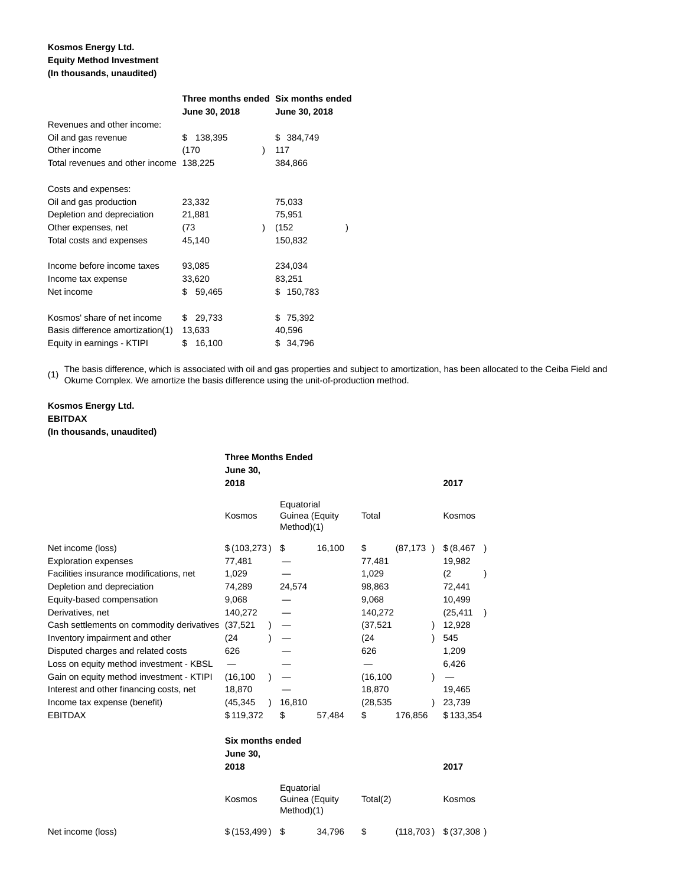**Kosmos Energy Ltd.**
**Equity Method Investment**
**(In thousands, unaudited)**

| | Three months ended June 30, 2018 | Six months ended June 30, 2018 |
|---|---|---|
| Revenues and other income: | | |
| Oil and gas revenue | $ 138,395 | $ 384,749 |
| Other income | (170) | 117 |
| Total revenues and other income | 138,225 | 384,866 |
| | | |
| Costs and expenses: | | |
| Oil and gas production | 23,332 | 75,033 |
| Depletion and depreciation | 21,881 | 75,951 |
| Other expenses, net | (73) | (152) |
| Total costs and expenses | 45,140 | 150,832 |
| | | |
| Income before income taxes | 93,085 | 234,034 |
| Income tax expense | 33,620 | 83,251 |
| Net income | $ 59,465 | $ 150,783 |
| | | |
| Kosmos' share of net income | $ 29,733 | $ 75,392 |
| Basis difference amortization(1) | 13,633 | 40,596 |
| Equity in earnings - KTIPI | $ 16,100 | $ 34,796 |

(1) The basis difference, which is associated with oil and gas properties and subject to amortization, has been allocated to the Ceiba Field and Okume Complex. We amortize the basis difference using the unit-of-production method.

**Kosmos Energy Ltd.**
**EBITDAX**
**(In thousands, unaudited)**

| | Three Months Ended June 30, 2018 | | | 2017 |
|---|---|---|---|---|
| | Kosmos | Equatorial Guinea (Equity Method)(1) | Total | Kosmos |
| Net income (loss) | $ (103,273) | $ 16,100 | $ (87,173) | $ (8,467) |
| Exploration expenses | 77,481 | — | 77,481 | 19,982 |
| Facilities insurance modifications, net | 1,029 | — | 1,029 | (2) |
| Depletion and depreciation | 74,289 | 24,574 | 98,863 | 72,441 |
| Equity-based compensation | 9,068 | — | 9,068 | 10,499 |
| Derivatives, net | 140,272 | — | 140,272 | (25,411) |
| Cash settlements on commodity derivatives | (37,521) | — | (37,521) | 12,928 |
| Inventory impairment and other | (24) | — | (24) | 545 |
| Disputed charges and related costs | 626 | — | 626 | 1,209 |
| Loss on equity method investment - KBSL | — | — | — | 6,426 |
| Gain on equity method investment - KTIPI | (16,100) | — | (16,100) | — |
| Interest and other financing costs, net | 18,870 | — | 18,870 | 19,465 |
| Income tax expense (benefit) | (45,345) | 16,810 | (28,535) | 23,739 |
| EBITDAX | $ 119,372 | $ 57,484 | $ 176,856 | $ 133,354 |

| | Six months ended June 30, 2018 | | | 2017 |
|---|---|---|---|---|
| | Kosmos | Equatorial Guinea (Equity Method)(1) | Total(2) | Kosmos |
| Net income (loss) | $ (153,499) | $ 34,796 | $ (118,703) | $ (37,308) |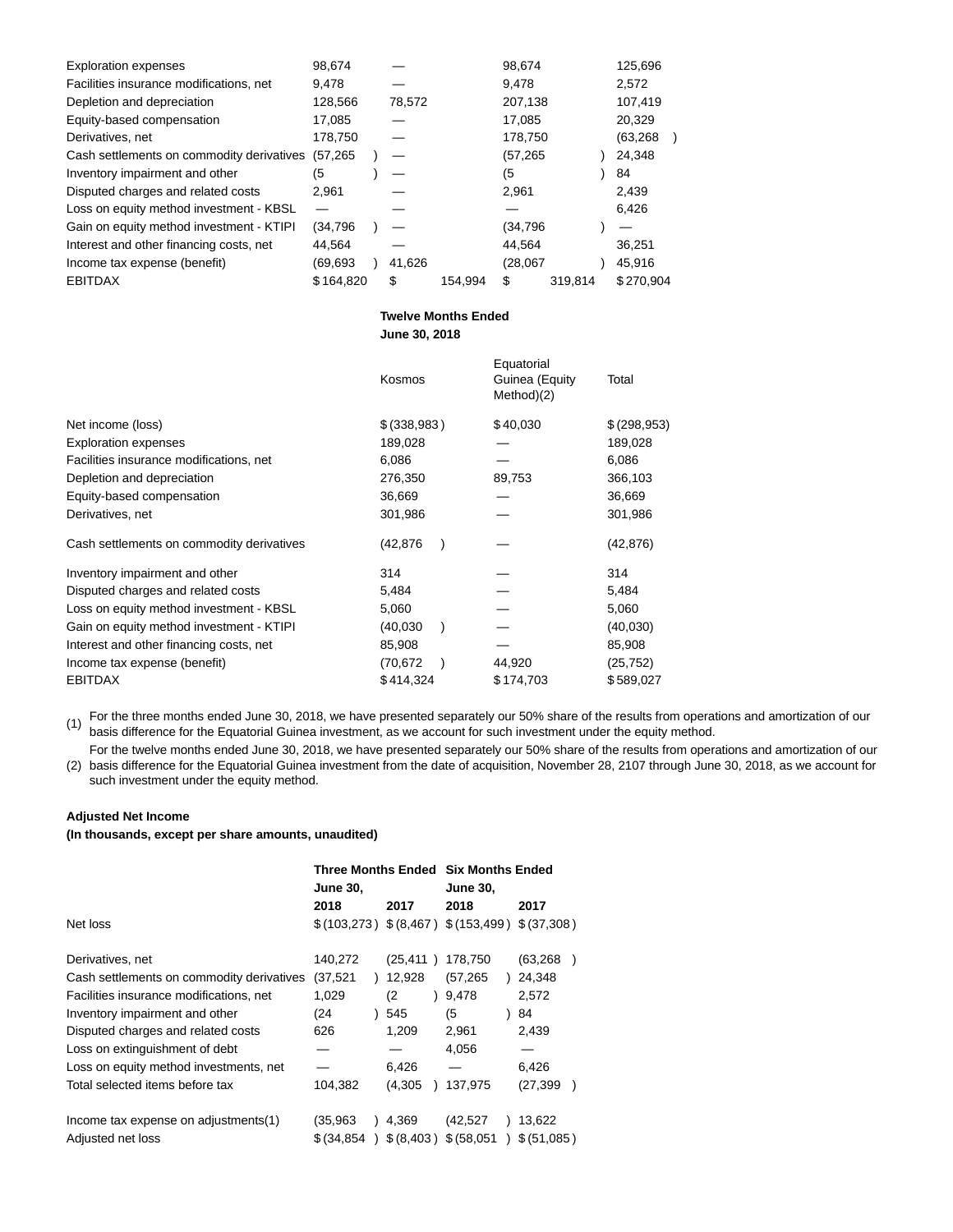| | | | | |
|---|---|---|---|---|
| Exploration expenses | 98,674 | — | 98,674 | 125,696 |
| Facilities insurance modifications, net | 9,478 | — | 9,478 | 2,572 |
| Depletion and depreciation | 128,566 | 78,572 | 207,138 | 107,419 |
| Equity-based compensation | 17,085 | — | 17,085 | 20,329 |
| Derivatives, net | 178,750 | — | 178,750 | (63,268) |
| Cash settlements on commodity derivatives | (57,265) | — | (57,265) | 24,348 |
| Inventory impairment and other | (5) | — | (5) | 84 |
| Disputed charges and related costs | 2,961 | — | 2,961 | 2,439 |
| Loss on equity method investment - KBSL | — | — | — | 6,426 |
| Gain on equity method investment - KTIPI | (34,796) | — | (34,796) | — |
| Interest and other financing costs, net | 44,564 | — | 44,564 | 36,251 |
| Income tax expense (benefit) | (69,693) | 41,626 | (28,067) | 45,916 |
| EBITDAX | $ 164,820 | $ 154,994 | $ 319,814 | $ 270,904 |

| | Twelve Months Ended June 30, 2018 | | |
|---|---|---|---|
| | Kosmos | Equatorial Guinea (Equity Method)(2) | Total |
| Net income (loss) | $ (338,983) | $ 40,030 | $ (298,953) |
| Exploration expenses | 189,028 | — | 189,028 |
| Facilities insurance modifications, net | 6,086 | — | 6,086 |
| Depletion and depreciation | 276,350 | 89,753 | 366,103 |
| Equity-based compensation | 36,669 | — | 36,669 |
| Derivatives, net | 301,986 | — | 301,986 |
| Cash settlements on commodity derivatives | (42,876) | — | (42,876) |
| Inventory impairment and other | 314 | — | 314 |
| Disputed charges and related costs | 5,484 | — | 5,484 |
| Loss on equity method investment - KBSL | 5,060 | — | 5,060 |
| Gain on equity method investment - KTIPI | (40,030) | — | (40,030) |
| Interest and other financing costs, net | 85,908 | — | 85,908 |
| Income tax expense (benefit) | (70,672) | 44,920 | (25,752) |
| EBITDAX | $ 414,324 | $ 174,703 | $ 589,027 |

(1) For the three months ended June 30, 2018, we have presented separately our 50% share of the results from operations and amortization of our basis difference for the Equatorial Guinea investment, as we account for such investment under the equity method.

(2) For the twelve months ended June 30, 2018, we have presented separately our 50% share of the results from operations and amortization of our basis difference for the Equatorial Guinea investment from the date of acquisition, November 28, 2107 through June 30, 2018, as we account for such investment under the equity method.

**Adjusted Net Income**

**(In thousands, except per share amounts, unaudited)**

| | Three Months Ended June 30, | | Six Months Ended June 30, | |
|---|---|---|---|---|
| | 2018 | 2017 | 2018 | 2017 |
| Net loss | $ (103,273) | $ (8,467) | $ (153,499) | $ (37,308) |
| Derivatives, net | 140,272 | (25,411) | 178,750 | (63,268) |
| Cash settlements on commodity derivatives | (37,521) | 12,928 | (57,265) | 24,348 |
| Facilities insurance modifications, net | 1,029 | (2) | 9,478 | 2,572 |
| Inventory impairment and other | (24) | 545 | (5) | 84 |
| Disputed charges and related costs | 626 | 1,209 | 2,961 | 2,439 |
| Loss on extinguishment of debt | — | — | 4,056 | — |
| Loss on equity method investments, net | — | 6,426 | — | 6,426 |
| Total selected items before tax | 104,382 | (4,305) | 137,975 | (27,399) |
| Income tax expense on adjustments(1) | (35,963) | 4,369 | (42,527) | 13,622 |
| Adjusted net loss | $ (34,854) | $ (8,403) | $ (58,051) | $ (51,085) |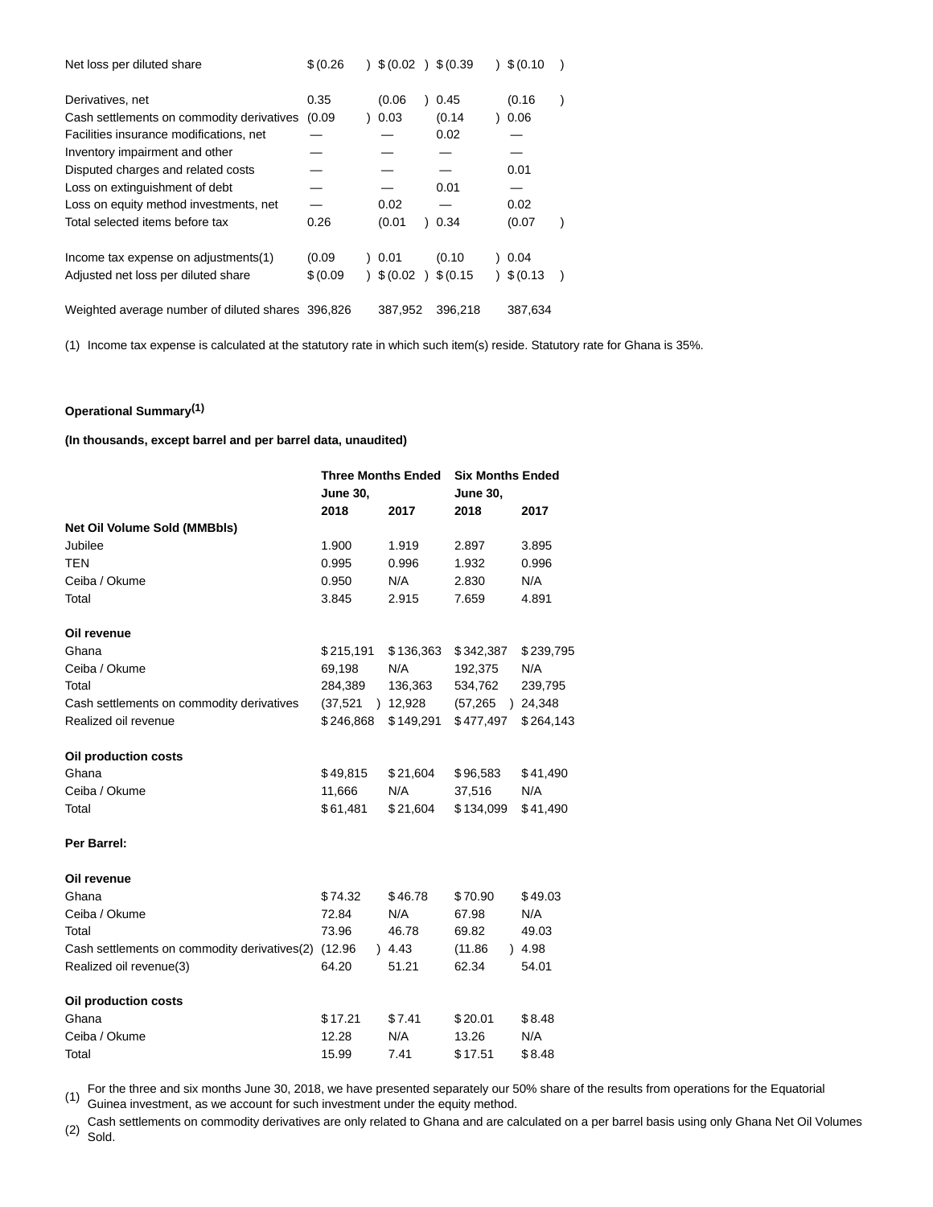| | | | | |
|---|---|---|---|---|
| Net loss per diluted share | $ (0.26) | $ (0.02) | $ (0.39) | $ (0.10) |
| | | | | |
| Derivatives, net | 0.35 | (0.06) | 0.45 | (0.16) |
| Cash settlements on commodity derivatives | (0.09) | 0.03 | (0.14) | 0.06 |
| Facilities insurance modifications, net | — | — | 0.02 | — |
| Inventory impairment and other | — | — | — | — |
| Disputed charges and related costs | — | — | — | 0.01 |
| Loss on extinguishment of debt | — | — | 0.01 | — |
| Loss on equity method investments, net | — | 0.02 | — | 0.02 |
| Total selected items before tax | 0.26 | (0.01) | 0.34 | (0.07) |
| | | | | |
| Income tax expense on adjustments(1) | (0.09) | 0.01 | (0.10) | 0.04 |
| Adjusted net loss per diluted share | $ (0.09) | $ (0.02) | $ (0.15) | $ (0.13) |
| | | | | |
| Weighted average number of diluted shares | 396,826 | 387,952 | 396,218 | 387,634 |

(1) Income tax expense is calculated at the statutory rate in which such item(s) reside. Statutory rate for Ghana is 35%.

**Operational Summary[(1)]**

**(In thousands, except barrel and per barrel data, unaudited)**

| | **Three Months Ended June 30,** | | **Six Months Ended June 30,** | |
|---|---|---|---|---|
| | **2018** | **2017** | **2018** | **2017** |
| **Net Oil Volume Sold (MMBbls)** | | | | |
| Jubilee | 1.900 | 1.919 | 2.897 | 3.895 |
| TEN | 0.995 | 0.996 | 1.932 | 0.996 |
| Ceiba / Okume | 0.950 | N/A | 2.830 | N/A |
| Total | 3.845 | 2.915 | 7.659 | 4.891 |
| | | | | |
| **Oil revenue** | | | | |
| Ghana | $ 215,191 | $ 136,363 | $ 342,387 | $ 239,795 |
| Ceiba / Okume | 69,198 | N/A | 192,375 | N/A |
| Total | 284,389 | 136,363 | 534,762 | 239,795 |
| Cash settlements on commodity derivatives | (37,521) | 12,928 | (57,265) | 24,348 |
| Realized oil revenue | $ 246,868 | $ 149,291 | $ 477,497 | $ 264,143 |
| | | | | |
| **Oil production costs** | | | | |
| Ghana | $ 49,815 | $ 21,604 | $ 96,583 | $ 41,490 |
| Ceiba / Okume | 11,666 | N/A | 37,516 | N/A |
| Total | $ 61,481 | $ 21,604 | $ 134,099 | $ 41,490 |
| | | | | |
| **Per Barrel:** | | | | |
| | | | | |
| **Oil revenue** | | | | |
| Ghana | $ 74.32 | $ 46.78 | $ 70.90 | $ 49.03 |
| Ceiba / Okume | 72.84 | N/A | 67.98 | N/A |
| Total | 73.96 | 46.78 | 69.82 | 49.03 |
| Cash settlements on commodity derivatives(2) | (12.96) | 4.43 | (11.86) | 4.98 |
| Realized oil revenue(3) | 64.20 | 51.21 | 62.34 | 54.01 |
| | | | | |
| **Oil production costs** | | | | |
| Ghana | $ 17.21 | $ 7.41 | $ 20.01 | $ 8.48 |
| Ceiba / Okume | 12.28 | N/A | 13.26 | N/A |
| Total | 15.99 | 7.41 | $ 17.51 | $ 8.48 |

(1) For the three and six months June 30, 2018, we have presented separately our 50% share of the results from operations for the Equatorial Guinea investment, as we account for such investment under the equity method.

(2) Cash settlements on commodity derivatives are only related to Ghana and are calculated on a per barrel basis using only Ghana Net Oil Volumes Sold.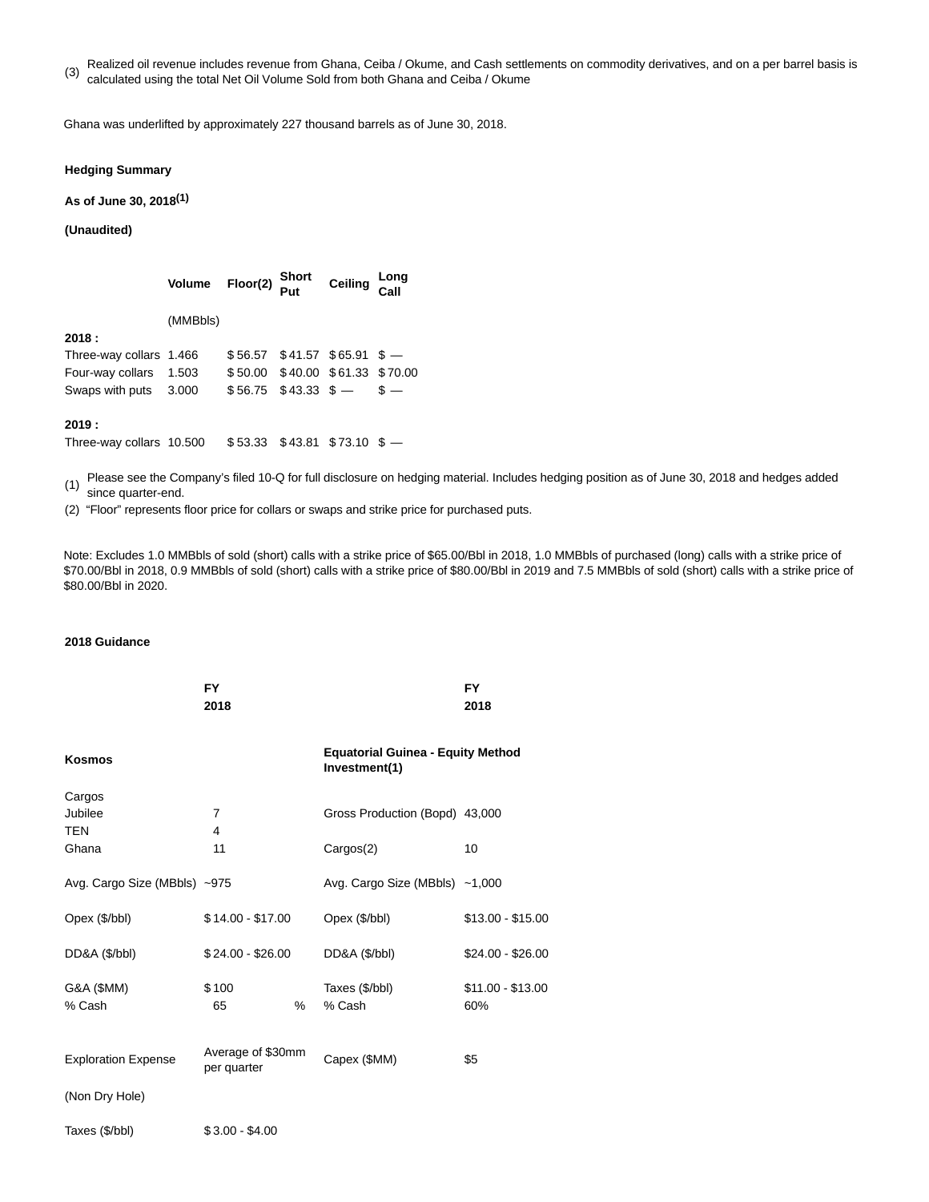(3) Realized oil revenue includes revenue from Ghana, Ceiba / Okume, and Cash settlements on commodity derivatives, and on a per barrel basis is calculated using the total Net Oil Volume Sold from both Ghana and Ceiba / Okume

Ghana was underlifted by approximately 227 thousand barrels as of June 30, 2018.

**Hedging Summary**

**As of June 30, 2018[1]**

**(Unaudited)**

| | Volume | Floor(2) | Short Put | Ceiling | Long Call |
|---|---|---|---|---|---|
| | (MMBbls) | | | | |
| **2018 :** | | | | | |
| Three-way collars | 1.466 | $ 56.57 | $ 41.57 | $ 65.91 | $ — |
| Four-way collars | 1.503 | $ 50.00 | $ 40.00 | $ 61.33 | $ 70.00 |
| Swaps with puts | 3.000 | $ 56.75 | $ 43.33 | $ — | $ — |
| **2019 :** | | | | | |
| Three-way collars | 10.500 | $ 53.33 | $ 43.81 | $ 73.10 | $ — |

(1) Please see the Company's filed 10-Q for full disclosure on hedging material. Includes hedging position as of June 30, 2018 and hedges added since quarter-end.

(2) "Floor" represents floor price for collars or swaps and strike price for purchased puts.

Note: Excludes 1.0 MMBbls of sold (short) calls with a strike price of $65.00/Bbl in 2018, 1.0 MMBbls of purchased (long) calls with a strike price of $70.00/Bbl in 2018, 0.9 MMBbls of sold (short) calls with a strike price of $80.00/Bbl in 2019 and 7.5 MMBbls of sold (short) calls with a strike price of $80.00/Bbl in 2020.

**2018 Guidance**

| | FY 2018 | | FY 2018 |
|---|---|---|---|
| **Kosmos** | | **Equatorial Guinea - Equity Method Investment(1)** | |
| Cargos | | | |
| Jubilee | 7 | Gross Production (Bopd) | 43,000 |
| TEN | 4 | | |
| Ghana | 11 | Cargos(2) | 10 |
| Avg. Cargo Size (MBbls) | ~975 | Avg. Cargo Size (MBbls) | ~1,000 |
| Opex ($/bbl) | $ 14.00 - $17.00 | Opex ($/bbl) | $13.00 - $15.00 |
| DD&A ($/bbl) | $ 24.00 - $26.00 | DD&A ($/bbl) | $24.00 - $26.00 |
| G&A ($MM) | $ 100 | Taxes ($/bbl) | $11.00 - $13.00 |
| % Cash | 65 % | % Cash | 60% |
| Exploration Expense | Average of $30mm per quarter | Capex ($MM) | $5 |
| (Non Dry Hole) | | | |
| Taxes ($/bbl) | $ 3.00 - $4.00 | | |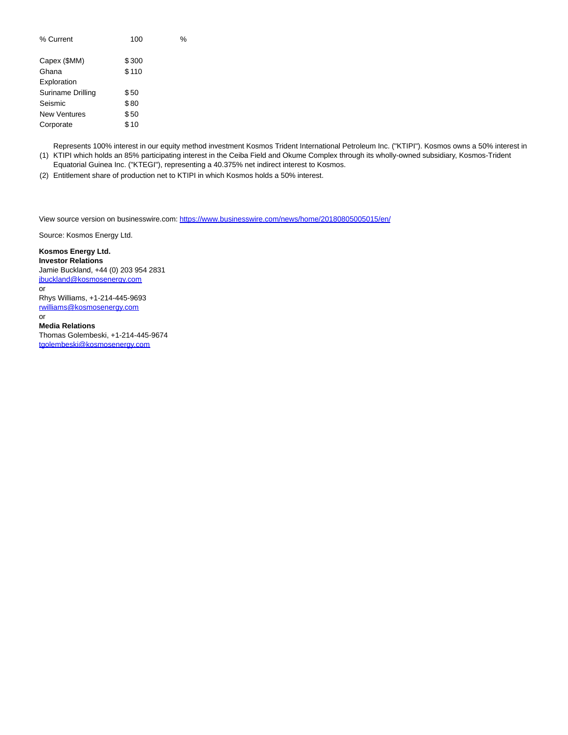| | | |
|---|---|---|
| % Current | 100 | % |

| | |
|---|---|
| Capex ($MM) | $ 300 |
| Ghana | $ 110 |
| Exploration | |
| Suriname Drilling | $ 50 |
| Seismic | $ 80 |
| New Ventures | $ 50 |
| Corporate | $ 10 |

(1) Represents 100% interest in our equity method investment Kosmos Trident International Petroleum Inc. ("KTIPI"). Kosmos owns a 50% interest in KTIPI which holds an 85% participating interest in the Ceiba Field and Okume Complex through its wholly-owned subsidiary, Kosmos-Trident Equatorial Guinea Inc. ("KTEGI"), representing a 40.375% net indirect interest to Kosmos.

(2) Entitlement share of production net to KTIPI in which Kosmos holds a 50% interest.

View source version on businesswire.com: https://www.businesswire.com/news/home/20180805005015/en/

Source: Kosmos Energy Ltd.

**Kosmos Energy Ltd.**
**Investor Relations**
Jamie Buckland, +44 (0) 203 954 2831
jbuckland@kosmosenergy.com
or
Rhys Williams, +1-214-445-9693
rwilliams@kosmosenergy.com
or
**Media Relations**
Thomas Golembeski, +1-214-445-9674
tgolembeski@kosmosenergy.com